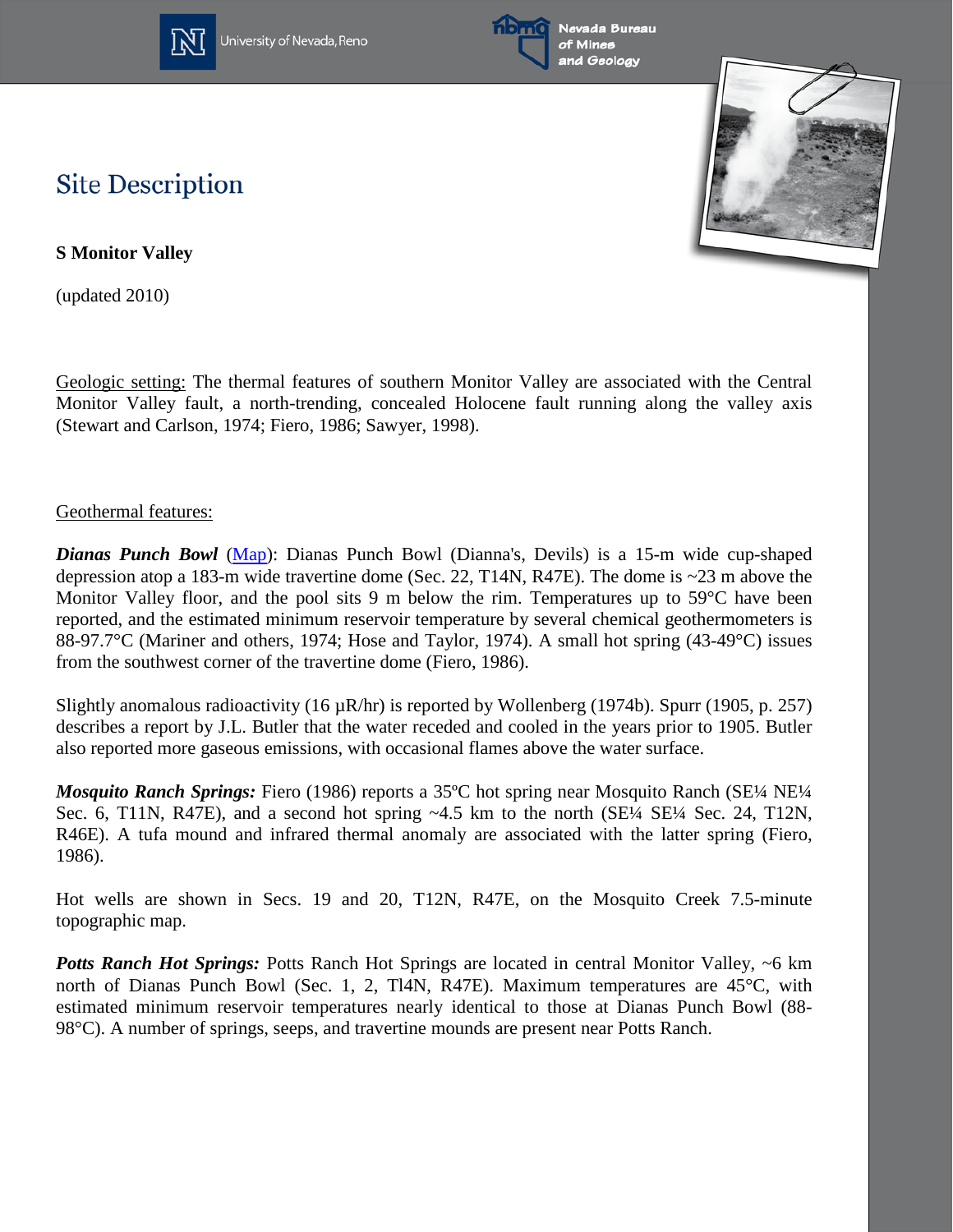# Site Description

**S Monitor Valley**

(updated 2010)

Geologic setting: The thermal features of southern Monitor Valley are associated with the Central Monitor Valley fault, a north-trending, concealed Holocene fault running along the valley axis (Stewart and Carlson, 1974; Fiero, 1986; Sawyer, 1998).

Geothermal features:

***Dianas Punch Bowl*** (Map): Dianas Punch Bowl (Dianna's, Devils) is a 15-m wide cup-shaped depression atop a 183-m wide travertine dome (Sec. 22, T14N, R47E). The dome is ~23 m above the Monitor Valley floor, and the pool sits 9 m below the rim. Temperatures up to 59°C have been reported, and the estimated minimum reservoir temperature by several chemical geothermometers is 88-97.7°C (Mariner and others, 1974; Hose and Taylor, 1974). A small hot spring (43-49°C) issues from the southwest corner of the travertine dome (Fiero, 1986).

Slightly anomalous radioactivity (16 µR/hr) is reported by Wollenberg (1974b). Spurr (1905, p. 257) describes a report by J.L. Butler that the water receded and cooled in the years prior to 1905. Butler also reported more gaseous emissions, with occasional flames above the water surface.

***Mosquito Ranch Springs:*** Fiero (1986) reports a 35ºC hot spring near Mosquito Ranch (SE¼ NE¼ Sec. 6, T11N, R47E), and a second hot spring ~4.5 km to the north (SE¼ SE¼ Sec. 24, T12N, R46E). A tufa mound and infrared thermal anomaly are associated with the latter spring (Fiero, 1986).

Hot wells are shown in Secs. 19 and 20, T12N, R47E, on the Mosquito Creek 7.5-minute topographic map.

***Potts Ranch Hot Springs:*** Potts Ranch Hot Springs are located in central Monitor Valley, ~6 km north of Dianas Punch Bowl (Sec. 1, 2, Tl4N, R47E). Maximum temperatures are 45°C, with estimated minimum reservoir temperatures nearly identical to those at Dianas Punch Bowl (88-98°C). A number of springs, seeps, and travertine mounds are present near Potts Ranch.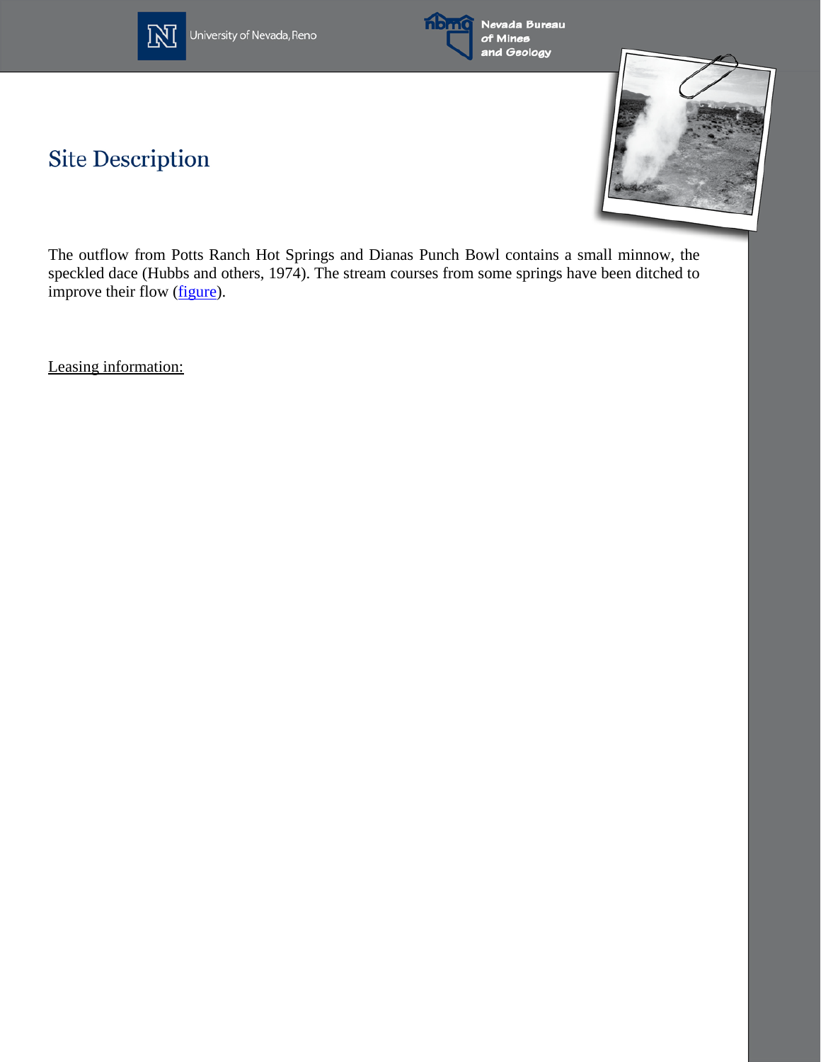# Site Description

The outflow from Potts Ranch Hot Springs and Dianas Punch Bowl contains a small minnow, the speckled dace (Hubbs and others, 1974). The stream courses from some springs have been ditched to improve their flow (figure).

Leasing information: